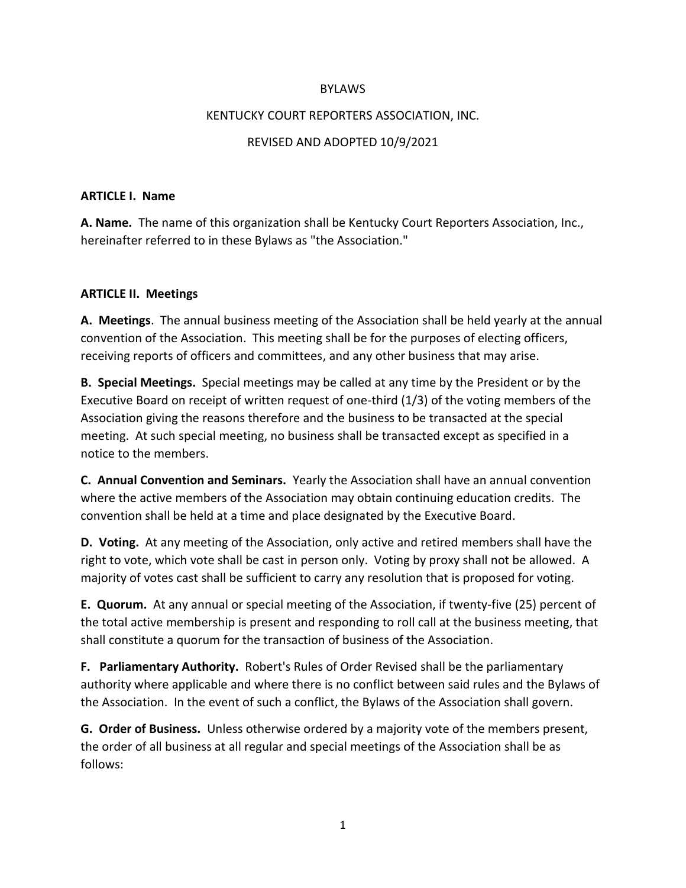# BYLAWS

## KENTUCKY COURT REPORTERS ASSOCIATION, INC.

### REVISED AND ADOPTED 10/9/2021

## ARTICLE I. Name

**A. Name.** The name of this organization shall be Kentucky Court Reporters Association, Inc., hereinafter referred to in these Bylaws as "the Association."

## ARTICLE II. Meetings

**A. Meetings**. The annual business meeting of the Association shall be held yearly at the annual convention of the Association. This meeting shall be for the purposes of electing officers, receiving reports of officers and committees, and any other business that may arise.

**B. Special Meetings.** Special meetings may be called at any time by the President or by the Executive Board on receipt of written request of one-third (1/3) of the voting members of the Association giving the reasons therefore and the business to be transacted at the special meeting. At such special meeting, no business shall be transacted except as specified in a notice to the members.

**C. Annual Convention and Seminars.** Yearly the Association shall have an annual convention where the active members of the Association may obtain continuing education credits. The convention shall be held at a time and place designated by the Executive Board.

**D. Voting.** At any meeting of the Association, only active and retired members shall have the right to vote, which vote shall be cast in person only. Voting by proxy shall not be allowed. A majority of votes cast shall be sufficient to carry any resolution that is proposed for voting.

**E. Quorum.** At any annual or special meeting of the Association, if twenty-five (25) percent of the total active membership is present and responding to roll call at the business meeting, that shall constitute a quorum for the transaction of business of the Association.

**F. Parliamentary Authority.** Robert's Rules of Order Revised shall be the parliamentary authority where applicable and where there is no conflict between said rules and the Bylaws of the Association. In the event of such a conflict, the Bylaws of the Association shall govern.

**G. Order of Business.** Unless otherwise ordered by a majority vote of the members present, the order of all business at all regular and special meetings of the Association shall be as follows: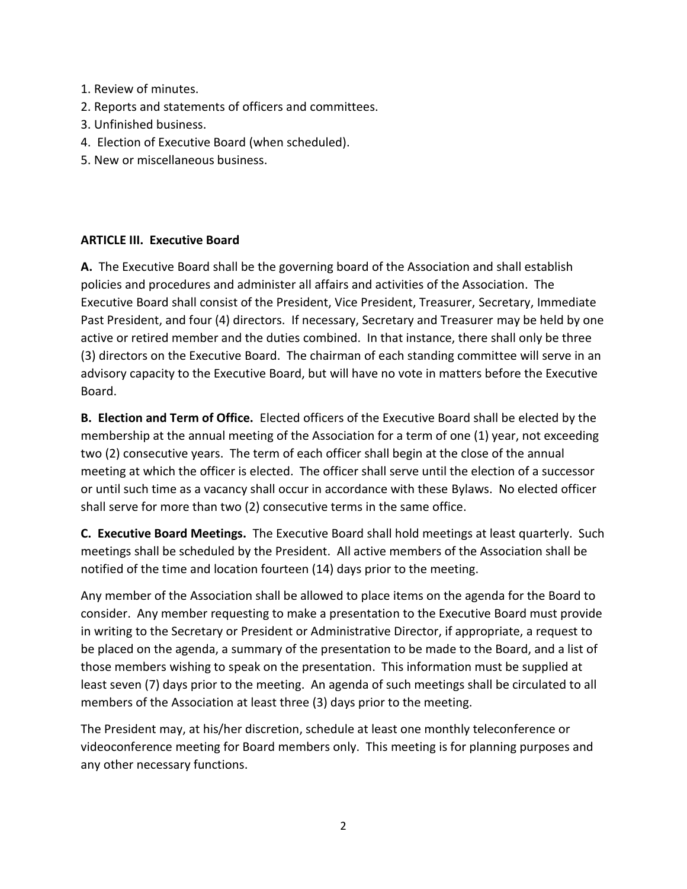1. Review of minutes.
2. Reports and statements of officers and committees.
3. Unfinished business.
4. Election of Executive Board (when scheduled).
5. New or miscellaneous business.

**ARTICLE III. Executive Board**

**A.** The Executive Board shall be the governing board of the Association and shall establish policies and procedures and administer all affairs and activities of the Association. The Executive Board shall consist of the President, Vice President, Treasurer, Secretary, Immediate Past President, and four (4) directors. If necessary, Secretary and Treasurer may be held by one active or retired member and the duties combined. In that instance, there shall only be three (3) directors on the Executive Board. The chairman of each standing committee will serve in an advisory capacity to the Executive Board, but will have no vote in matters before the Executive Board.

**B. Election and Term of Office.** Elected officers of the Executive Board shall be elected by the membership at the annual meeting of the Association for a term of one (1) year, not exceeding two (2) consecutive years. The term of each officer shall begin at the close of the annual meeting at which the officer is elected. The officer shall serve until the election of a successor or until such time as a vacancy shall occur in accordance with these Bylaws. No elected officer shall serve for more than two (2) consecutive terms in the same office.

**C. Executive Board Meetings.** The Executive Board shall hold meetings at least quarterly. Such meetings shall be scheduled by the President. All active members of the Association shall be notified of the time and location fourteen (14) days prior to the meeting.

Any member of the Association shall be allowed to place items on the agenda for the Board to consider. Any member requesting to make a presentation to the Executive Board must provide in writing to the Secretary or President or Administrative Director, if appropriate, a request to be placed on the agenda, a summary of the presentation to be made to the Board, and a list of those members wishing to speak on the presentation. This information must be supplied at least seven (7) days prior to the meeting. An agenda of such meetings shall be circulated to all members of the Association at least three (3) days prior to the meeting.

The President may, at his/her discretion, schedule at least one monthly teleconference or videoconference meeting for Board members only. This meeting is for planning purposes and any other necessary functions.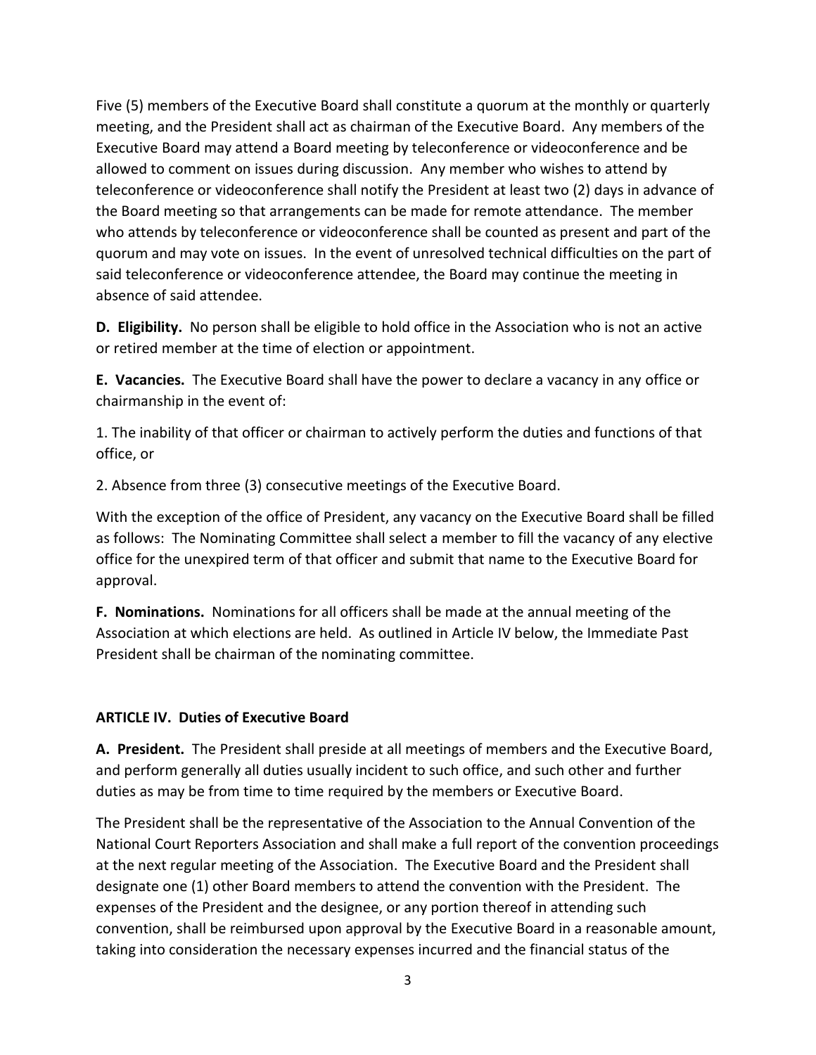Five (5) members of the Executive Board shall constitute a quorum at the monthly or quarterly meeting, and the President shall act as chairman of the Executive Board. Any members of the Executive Board may attend a Board meeting by teleconference or videoconference and be allowed to comment on issues during discussion. Any member who wishes to attend by teleconference or videoconference shall notify the President at least two (2) days in advance of the Board meeting so that arrangements can be made for remote attendance. The member who attends by teleconference or videoconference shall be counted as present and part of the quorum and may vote on issues. In the event of unresolved technical difficulties on the part of said teleconference or videoconference attendee, the Board may continue the meeting in absence of said attendee.

**D. Eligibility.** No person shall be eligible to hold office in the Association who is not an active or retired member at the time of election or appointment.

**E. Vacancies.** The Executive Board shall have the power to declare a vacancy in any office or chairmanship in the event of:

1. The inability of that officer or chairman to actively perform the duties and functions of that office, or

2. Absence from three (3) consecutive meetings of the Executive Board.

With the exception of the office of President, any vacancy on the Executive Board shall be filled as follows: The Nominating Committee shall select a member to fill the vacancy of any elective office for the unexpired term of that officer and submit that name to the Executive Board for approval.

**F. Nominations.** Nominations for all officers shall be made at the annual meeting of the Association at which elections are held. As outlined in Article IV below, the Immediate Past President shall be chairman of the nominating committee.

## ARTICLE IV. Duties of Executive Board

**A. President.** The President shall preside at all meetings of members and the Executive Board, and perform generally all duties usually incident to such office, and such other and further duties as may be from time to time required by the members or Executive Board.

The President shall be the representative of the Association to the Annual Convention of the National Court Reporters Association and shall make a full report of the convention proceedings at the next regular meeting of the Association. The Executive Board and the President shall designate one (1) other Board members to attend the convention with the President. The expenses of the President and the designee, or any portion thereof in attending such convention, shall be reimbursed upon approval by the Executive Board in a reasonable amount, taking into consideration the necessary expenses incurred and the financial status of the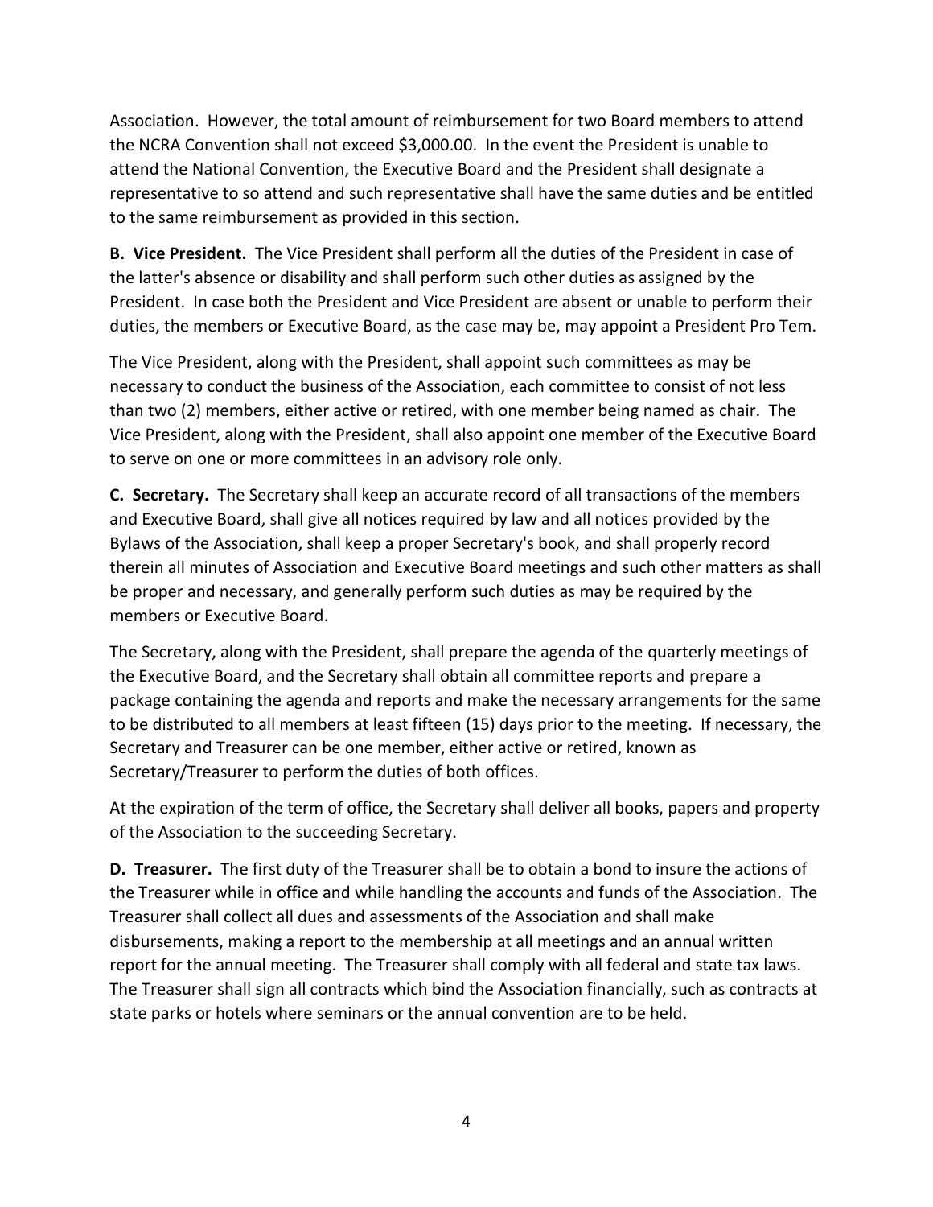Association. However, the total amount of reimbursement for two Board members to attend the NCRA Convention shall not exceed $3,000.00. In the event the President is unable to attend the National Convention, the Executive Board and the President shall designate a representative to so attend and such representative shall have the same duties and be entitled to the same reimbursement as provided in this section.

**B. Vice President.** The Vice President shall perform all the duties of the President in case of the latter's absence or disability and shall perform such other duties as assigned by the President. In case both the President and Vice President are absent or unable to perform their duties, the members or Executive Board, as the case may be, may appoint a President Pro Tem.

The Vice President, along with the President, shall appoint such committees as may be necessary to conduct the business of the Association, each committee to consist of not less than two (2) members, either active or retired, with one member being named as chair. The Vice President, along with the President, shall also appoint one member of the Executive Board to serve on one or more committees in an advisory role only.

**C. Secretary.** The Secretary shall keep an accurate record of all transactions of the members and Executive Board, shall give all notices required by law and all notices provided by the Bylaws of the Association, shall keep a proper Secretary's book, and shall properly record therein all minutes of Association and Executive Board meetings and such other matters as shall be proper and necessary, and generally perform such duties as may be required by the members or Executive Board.

The Secretary, along with the President, shall prepare the agenda of the quarterly meetings of the Executive Board, and the Secretary shall obtain all committee reports and prepare a package containing the agenda and reports and make the necessary arrangements for the same to be distributed to all members at least fifteen (15) days prior to the meeting. If necessary, the Secretary and Treasurer can be one member, either active or retired, known as Secretary/Treasurer to perform the duties of both offices.

At the expiration of the term of office, the Secretary shall deliver all books, papers and property of the Association to the succeeding Secretary.

**D. Treasurer.** The first duty of the Treasurer shall be to obtain a bond to insure the actions of the Treasurer while in office and while handling the accounts and funds of the Association. The Treasurer shall collect all dues and assessments of the Association and shall make disbursements, making a report to the membership at all meetings and an annual written report for the annual meeting. The Treasurer shall comply with all federal and state tax laws. The Treasurer shall sign all contracts which bind the Association financially, such as contracts at state parks or hotels where seminars or the annual convention are to be held.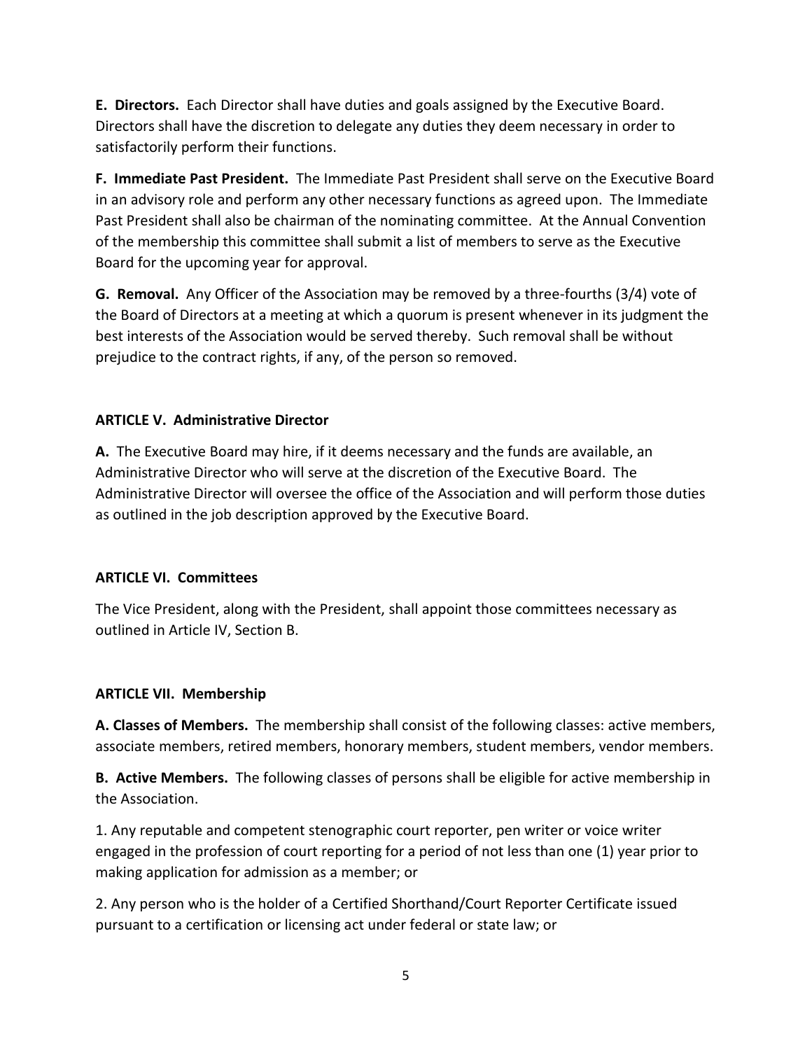**E. Directors.** Each Director shall have duties and goals assigned by the Executive Board. Directors shall have the discretion to delegate any duties they deem necessary in order to satisfactorily perform their functions.

**F. Immediate Past President.** The Immediate Past President shall serve on the Executive Board in an advisory role and perform any other necessary functions as agreed upon. The Immediate Past President shall also be chairman of the nominating committee. At the Annual Convention of the membership this committee shall submit a list of members to serve as the Executive Board for the upcoming year for approval.

**G. Removal.** Any Officer of the Association may be removed by a three-fourths (3/4) vote of the Board of Directors at a meeting at which a quorum is present whenever in its judgment the best interests of the Association would be served thereby. Such removal shall be without prejudice to the contract rights, if any, of the person so removed.

**ARTICLE V. Administrative Director**

**A.** The Executive Board may hire, if it deems necessary and the funds are available, an Administrative Director who will serve at the discretion of the Executive Board. The Administrative Director will oversee the office of the Association and will perform those duties as outlined in the job description approved by the Executive Board.

**ARTICLE VI. Committees**

The Vice President, along with the President, shall appoint those committees necessary as outlined in Article IV, Section B.

**ARTICLE VII. Membership**

**A. Classes of Members.** The membership shall consist of the following classes: active members, associate members, retired members, honorary members, student members, vendor members.

**B. Active Members.** The following classes of persons shall be eligible for active membership in the Association.

1. Any reputable and competent stenographic court reporter, pen writer or voice writer engaged in the profession of court reporting for a period of not less than one (1) year prior to making application for admission as a member; or

2. Any person who is the holder of a Certified Shorthand/Court Reporter Certificate issued pursuant to a certification or licensing act under federal or state law; or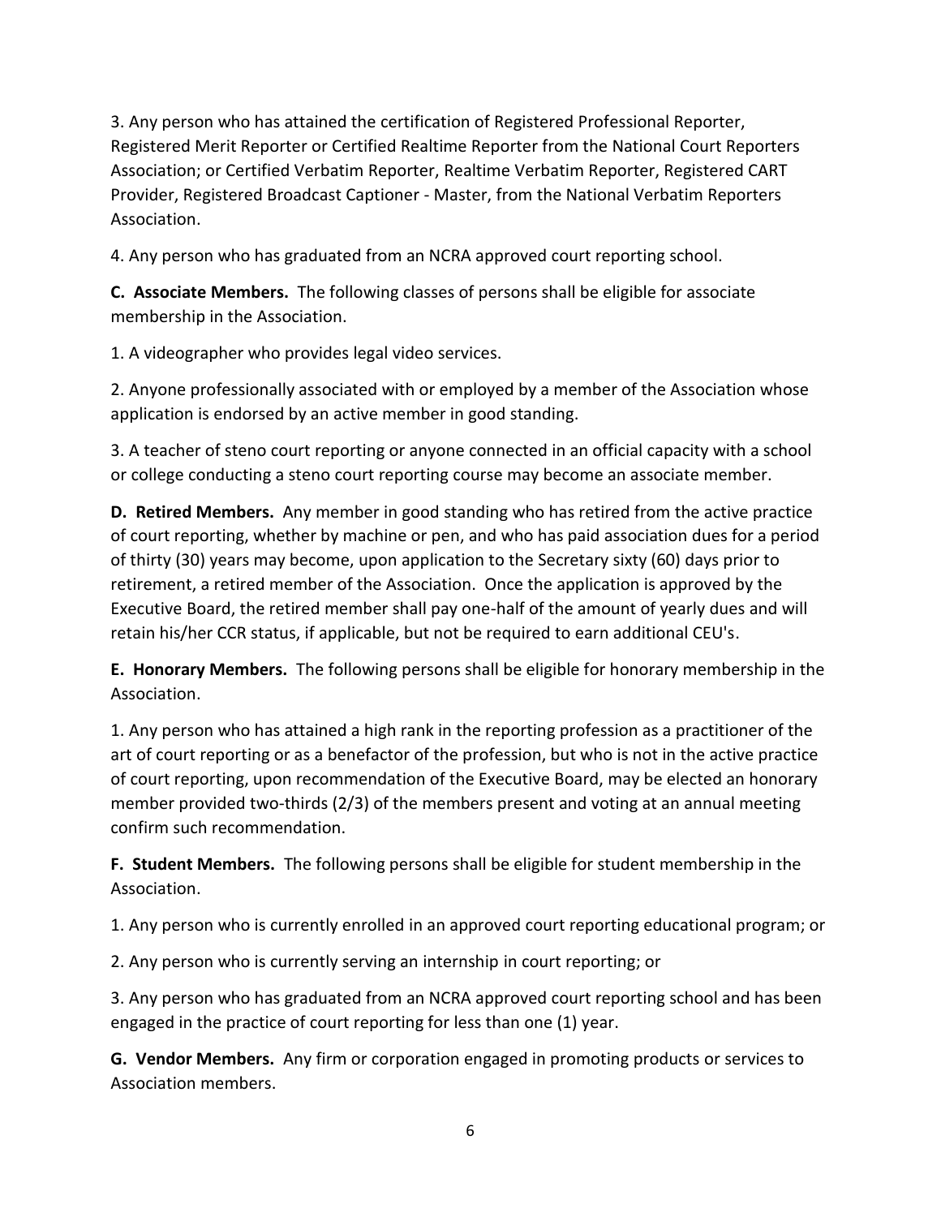3. Any person who has attained the certification of Registered Professional Reporter, Registered Merit Reporter or Certified Realtime Reporter from the National Court Reporters Association; or Certified Verbatim Reporter, Realtime Verbatim Reporter, Registered CART Provider, Registered Broadcast Captioner - Master, from the National Verbatim Reporters Association.

4. Any person who has graduated from an NCRA approved court reporting school.

**C. Associate Members.** The following classes of persons shall be eligible for associate membership in the Association.

1. A videographer who provides legal video services.

2. Anyone professionally associated with or employed by a member of the Association whose application is endorsed by an active member in good standing.

3. A teacher of steno court reporting or anyone connected in an official capacity with a school or college conducting a steno court reporting course may become an associate member.

**D. Retired Members.** Any member in good standing who has retired from the active practice of court reporting, whether by machine or pen, and who has paid association dues for a period of thirty (30) years may become, upon application to the Secretary sixty (60) days prior to retirement, a retired member of the Association. Once the application is approved by the Executive Board, the retired member shall pay one-half of the amount of yearly dues and will retain his/her CCR status, if applicable, but not be required to earn additional CEU's.

**E. Honorary Members.** The following persons shall be eligible for honorary membership in the Association.

1. Any person who has attained a high rank in the reporting profession as a practitioner of the art of court reporting or as a benefactor of the profession, but who is not in the active practice of court reporting, upon recommendation of the Executive Board, may be elected an honorary member provided two-thirds (2/3) of the members present and voting at an annual meeting confirm such recommendation.

**F. Student Members.** The following persons shall be eligible for student membership in the Association.

1. Any person who is currently enrolled in an approved court reporting educational program; or

2. Any person who is currently serving an internship in court reporting; or

3. Any person who has graduated from an NCRA approved court reporting school and has been engaged in the practice of court reporting for less than one (1) year.

**G. Vendor Members.** Any firm or corporation engaged in promoting products or services to Association members.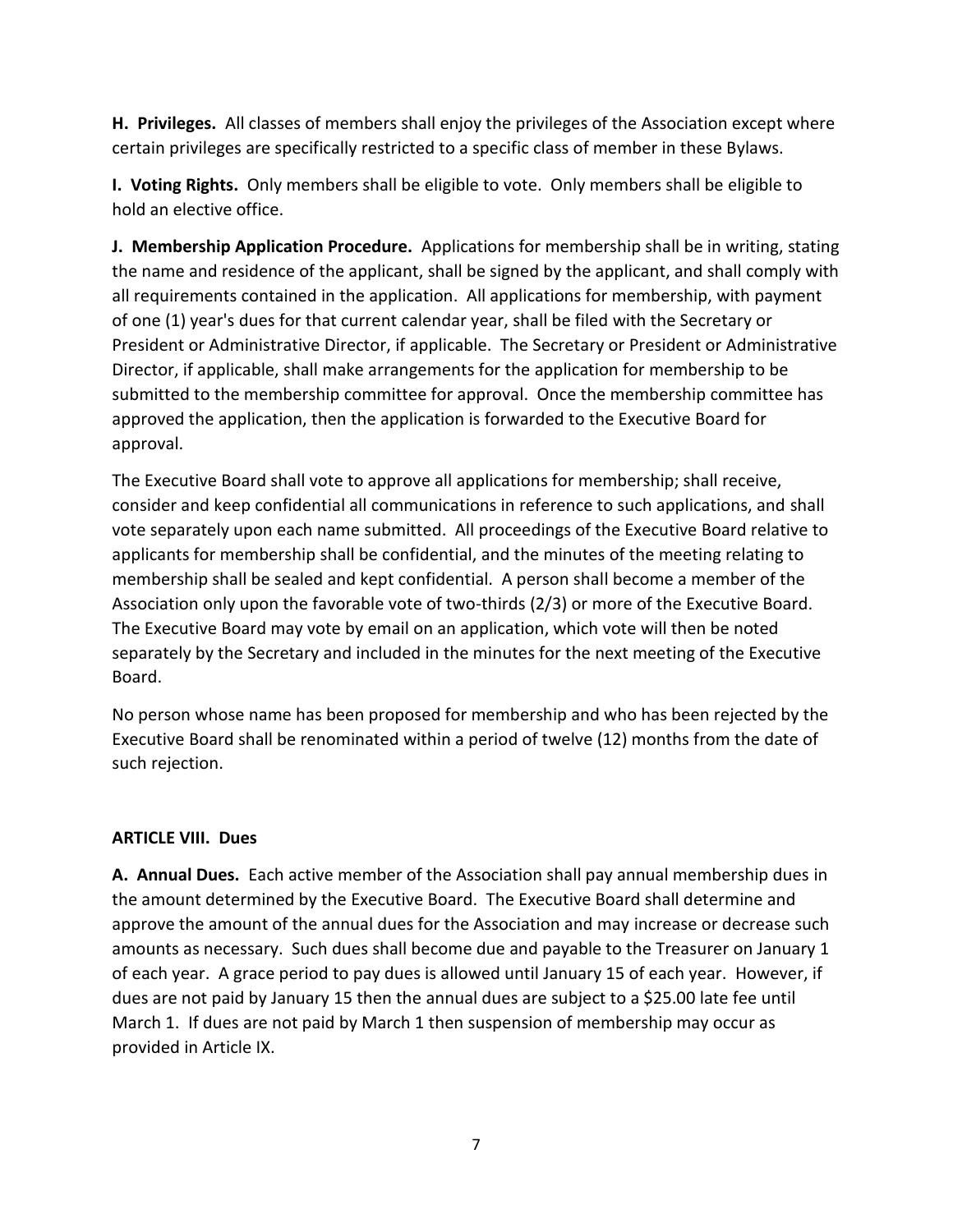**H. Privileges.** All classes of members shall enjoy the privileges of the Association except where certain privileges are specifically restricted to a specific class of member in these Bylaws.

**I. Voting Rights.** Only members shall be eligible to vote. Only members shall be eligible to hold an elective office.

**J. Membership Application Procedure.** Applications for membership shall be in writing, stating the name and residence of the applicant, shall be signed by the applicant, and shall comply with all requirements contained in the application. All applications for membership, with payment of one (1) year's dues for that current calendar year, shall be filed with the Secretary or President or Administrative Director, if applicable. The Secretary or President or Administrative Director, if applicable, shall make arrangements for the application for membership to be submitted to the membership committee for approval. Once the membership committee has approved the application, then the application is forwarded to the Executive Board for approval.

The Executive Board shall vote to approve all applications for membership; shall receive, consider and keep confidential all communications in reference to such applications, and shall vote separately upon each name submitted. All proceedings of the Executive Board relative to applicants for membership shall be confidential, and the minutes of the meeting relating to membership shall be sealed and kept confidential. A person shall become a member of the Association only upon the favorable vote of two-thirds (2/3) or more of the Executive Board. The Executive Board may vote by email on an application, which vote will then be noted separately by the Secretary and included in the minutes for the next meeting of the Executive Board.

No person whose name has been proposed for membership and who has been rejected by the Executive Board shall be renominated within a period of twelve (12) months from the date of such rejection.

## ARTICLE VIII. Dues

**A. Annual Dues.** Each active member of the Association shall pay annual membership dues in the amount determined by the Executive Board. The Executive Board shall determine and approve the amount of the annual dues for the Association and may increase or decrease such amounts as necessary. Such dues shall become due and payable to the Treasurer on January 1 of each year. A grace period to pay dues is allowed until January 15 of each year. However, if dues are not paid by January 15 then the annual dues are subject to a $25.00 late fee until March 1. If dues are not paid by March 1 then suspension of membership may occur as provided in Article IX.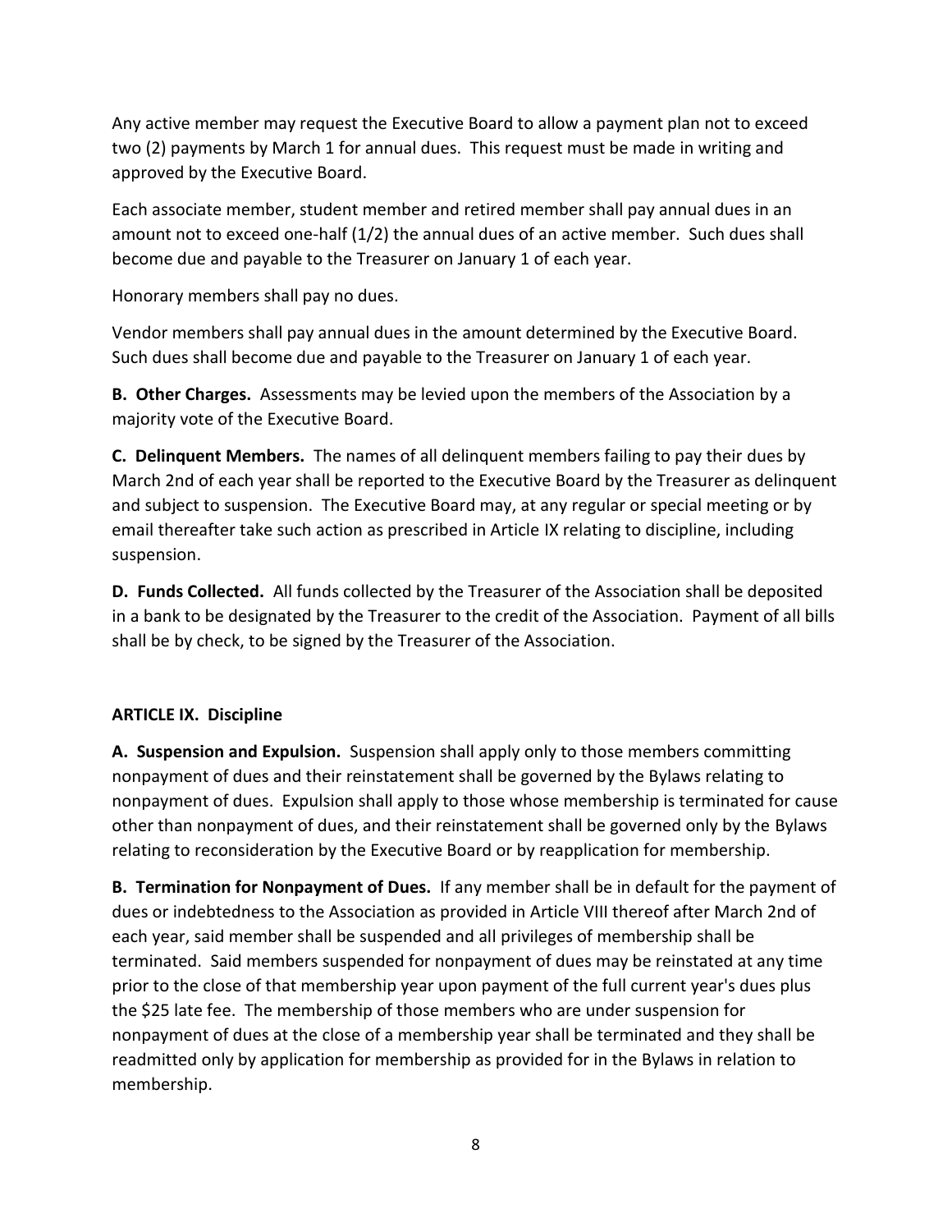Any active member may request the Executive Board to allow a payment plan not to exceed two (2) payments by March 1 for annual dues. This request must be made in writing and approved by the Executive Board.

Each associate member, student member and retired member shall pay annual dues in an amount not to exceed one-half (1/2) the annual dues of an active member. Such dues shall become due and payable to the Treasurer on January 1 of each year.

Honorary members shall pay no dues.

Vendor members shall pay annual dues in the amount determined by the Executive Board. Such dues shall become due and payable to the Treasurer on January 1 of each year.

**B. Other Charges.** Assessments may be levied upon the members of the Association by a majority vote of the Executive Board.

**C. Delinquent Members.** The names of all delinquent members failing to pay their dues by March 2nd of each year shall be reported to the Executive Board by the Treasurer as delinquent and subject to suspension. The Executive Board may, at any regular or special meeting or by email thereafter take such action as prescribed in Article IX relating to discipline, including suspension.

**D. Funds Collected.** All funds collected by the Treasurer of the Association shall be deposited in a bank to be designated by the Treasurer to the credit of the Association. Payment of all bills shall be by check, to be signed by the Treasurer of the Association.

## ARTICLE IX. Discipline

**A. Suspension and Expulsion.** Suspension shall apply only to those members committing nonpayment of dues and their reinstatement shall be governed by the Bylaws relating to nonpayment of dues. Expulsion shall apply to those whose membership is terminated for cause other than nonpayment of dues, and their reinstatement shall be governed only by the Bylaws relating to reconsideration by the Executive Board or by reapplication for membership.

**B. Termination for Nonpayment of Dues.** If any member shall be in default for the payment of dues or indebtedness to the Association as provided in Article VIII thereof after March 2nd of each year, said member shall be suspended and all privileges of membership shall be terminated. Said members suspended for nonpayment of dues may be reinstated at any time prior to the close of that membership year upon payment of the full current year's dues plus the $25 late fee. The membership of those members who are under suspension for nonpayment of dues at the close of a membership year shall be terminated and they shall be readmitted only by application for membership as provided for in the Bylaws in relation to membership.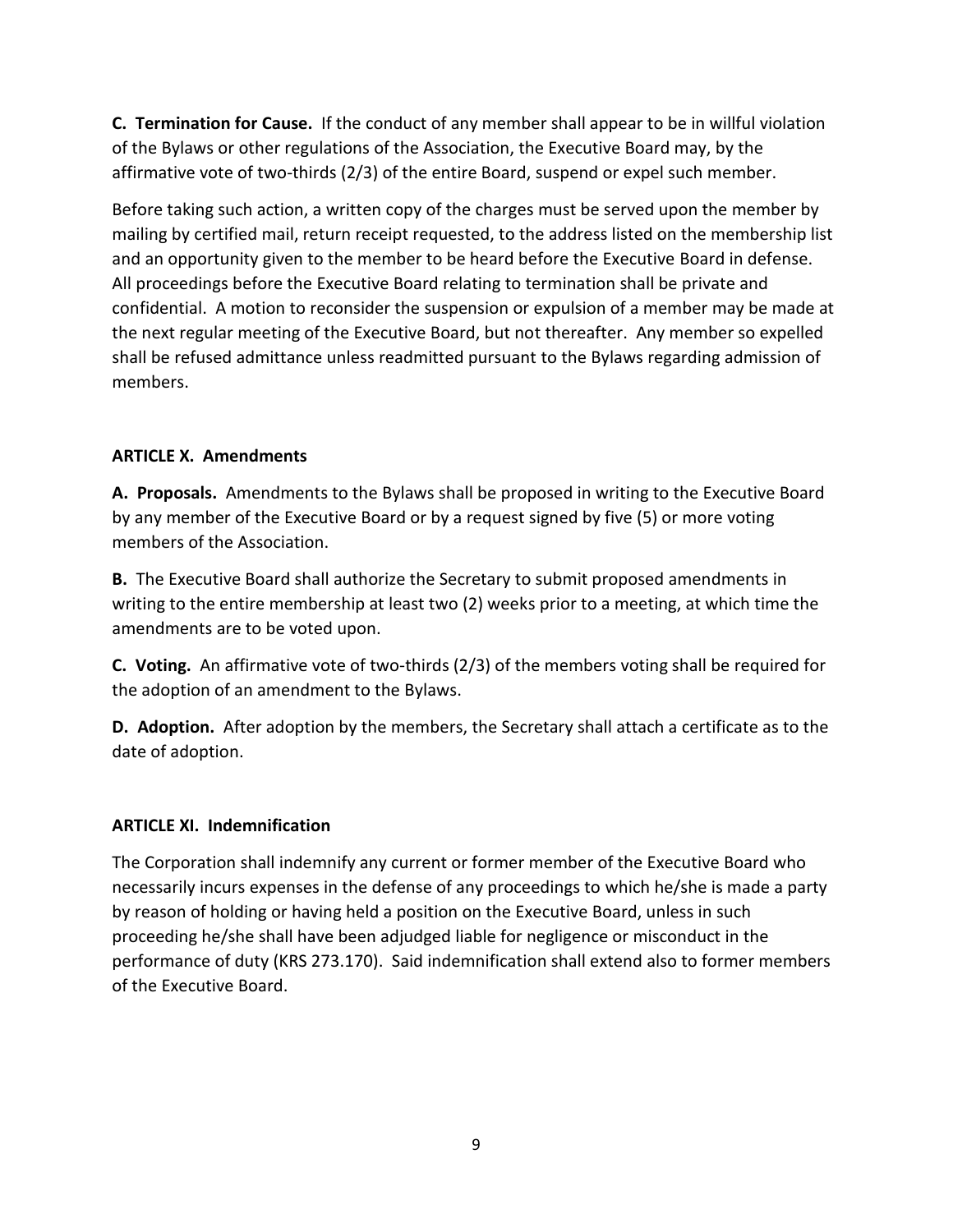**C. Termination for Cause.** If the conduct of any member shall appear to be in willful violation of the Bylaws or other regulations of the Association, the Executive Board may, by the affirmative vote of two-thirds (2/3) of the entire Board, suspend or expel such member.

Before taking such action, a written copy of the charges must be served upon the member by mailing by certified mail, return receipt requested, to the address listed on the membership list and an opportunity given to the member to be heard before the Executive Board in defense. All proceedings before the Executive Board relating to termination shall be private and confidential. A motion to reconsider the suspension or expulsion of a member may be made at the next regular meeting of the Executive Board, but not thereafter. Any member so expelled shall be refused admittance unless readmitted pursuant to the Bylaws regarding admission of members.

### ARTICLE X. Amendments

**A. Proposals.** Amendments to the Bylaws shall be proposed in writing to the Executive Board by any member of the Executive Board or by a request signed by five (5) or more voting members of the Association.

**B.** The Executive Board shall authorize the Secretary to submit proposed amendments in writing to the entire membership at least two (2) weeks prior to a meeting, at which time the amendments are to be voted upon.

**C. Voting.** An affirmative vote of two-thirds (2/3) of the members voting shall be required for the adoption of an amendment to the Bylaws.

**D. Adoption.** After adoption by the members, the Secretary shall attach a certificate as to the date of adoption.

### ARTICLE XI. Indemnification

The Corporation shall indemnify any current or former member of the Executive Board who necessarily incurs expenses in the defense of any proceedings to which he/she is made a party by reason of holding or having held a position on the Executive Board, unless in such proceeding he/she shall have been adjudged liable for negligence or misconduct in the performance of duty (KRS 273.170). Said indemnification shall extend also to former members of the Executive Board.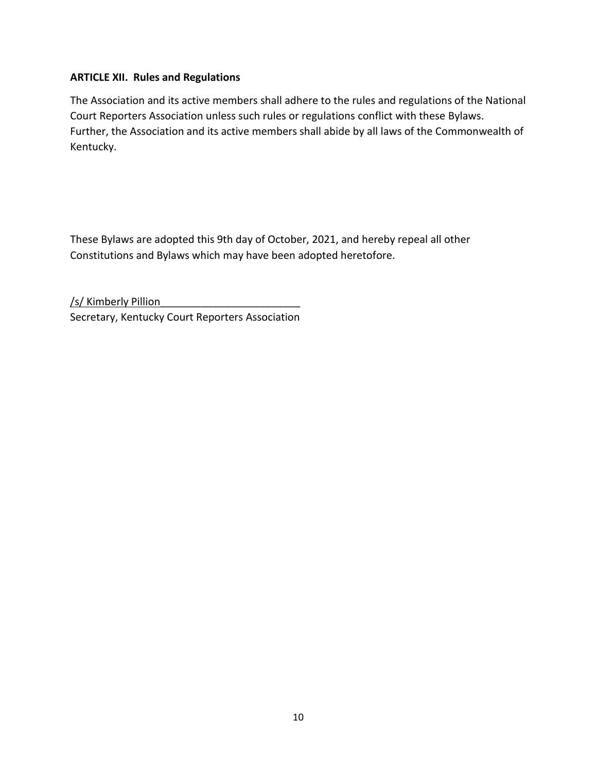**ARTICLE XII. Rules and Regulations**

The Association and its active members shall adhere to the rules and regulations of the National Court Reporters Association unless such rules or regulations conflict with these Bylaws. Further, the Association and its active members shall abide by all laws of the Commonwealth of Kentucky.

These Bylaws are adopted this 9th day of October, 2021, and hereby repeal all other Constitutions and Bylaws which may have been adopted heretofore.

/s/ Kimberly Pillion________________________
Secretary, Kentucky Court Reporters Association